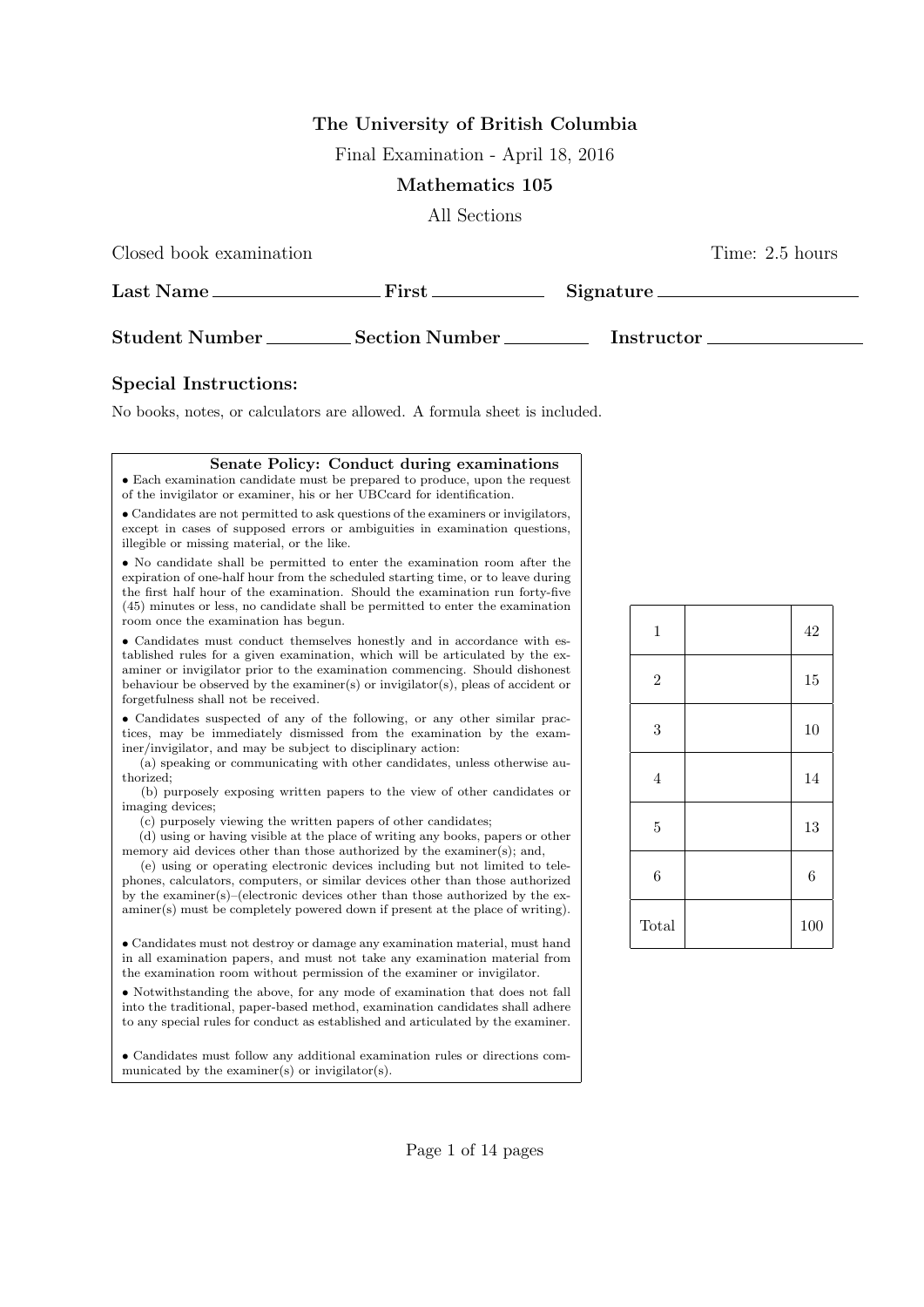# The University of British Columbia

Final Examination - April 18, 2016

## Mathematics 105

All Sections

Closed book examination | Time: 2.5 hours

**Last Name** ________________ **First** ____________ **Signature** ____________________

**Student Number** ________ **Section Number** ________ **Instructor** ______________

### Special Instructions:

No books, notes, or calculators are allowed. A formula sheet is included.

**Senate Policy: Conduct during examinations**

- Each examination candidate must be prepared to produce, upon the request of the invigilator or examiner, his or her UBCcard for identification.
- Candidates are not permitted to ask questions of the examiners or invigilators, except in cases of supposed errors or ambiguities in examination questions, illegible or missing material, or the like.
- No candidate shall be permitted to enter the examination room after the expiration of one-half hour from the scheduled starting time, or to leave during the first half hour of the examination. Should the examination run forty-five (45) minutes or less, no candidate shall be permitted to enter the examination room once the examination has begun.
- Candidates must conduct themselves honestly and in accordance with established rules for a given examination, which will be articulated by the examiner or invigilator prior to the examination commencing. Should dishonest behaviour be observed by the examiner(s) or invigilator(s), pleas of accident or forgetfulness shall not be received.
- Candidates suspected of any of the following, or any other similar practices, may be immediately dismissed from the examination by the examiner/invigilator, and may be subject to disciplinary action:
  - (a) speaking or communicating with other candidates, unless otherwise authorized;
  - (b) purposely exposing written papers to the view of other candidates or imaging devices;
  - (c) purposely viewing the written papers of other candidates;
  - (d) using or having visible at the place of writing any books, papers or other memory aid devices other than those authorized by the examiner(s); and,
  - (e) using or operating electronic devices including but not limited to telephones, calculators, computers, or similar devices other than those authorized by the examiner(s)–(electronic devices other than those authorized by the examiner(s) must be completely powered down if present at the place of writing).
- Candidates must not destroy or damage any examination material, must hand in all examination papers, and must not take any examination material from the examination room without permission of the examiner or invigilator.
- Notwithstanding the above, for any mode of examination that does not fall into the traditional, paper-based method, examination candidates shall adhere to any special rules for conduct as established and articulated by the examiner.
- Candidates must follow any additional examination rules or directions communicated by the examiner(s) or invigilator(s).

| Question | Score | Points |
|---|---|---|
| 1 | | 42 |
| 2 | | 15 |
| 3 | | 10 |
| 4 | | 14 |
| 5 | | 13 |
| 6 | | 6 |
| Total | | 100 |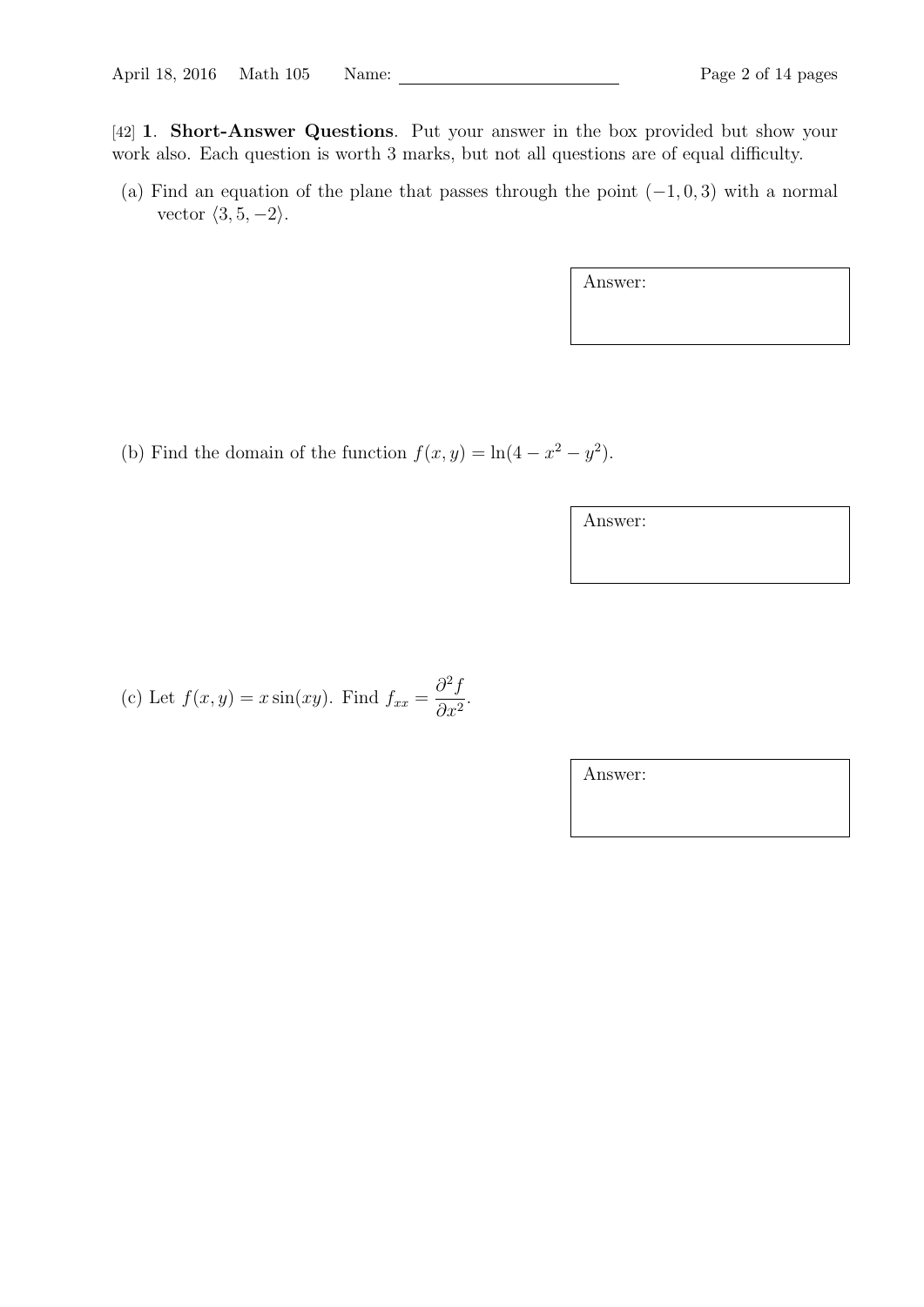[42] **1**. **Short-Answer Questions**. Put your answer in the box provided but show your work also. Each question is worth 3 marks, but not all questions are of equal difficulty.

(a) Find an equation of the plane that passes through the point $(-1, 0, 3)$ with a normal vector $\langle 3, 5, -2 \rangle$.

Answer:

(b) Find the domain of the function $f(x, y) = \ln(4 - x^2 - y^2)$.

Answer:

(c) Let $f(x, y) = x \sin(xy)$. Find $f_{xx} = \dfrac{\partial^2 f}{\partial x^2}$.

Answer: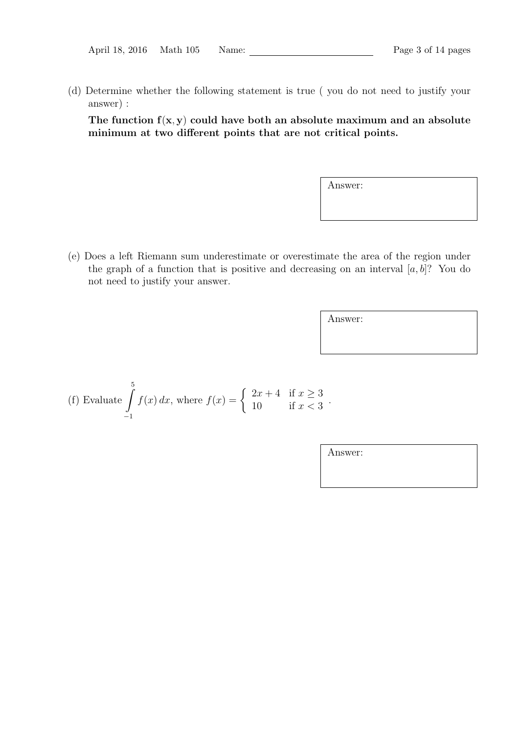(d) Determine whether the following statement is true ( you do not need to justify your answer) :

**The function $\mathbf{f(x, y)}$ could have both an absolute maximum and an absolute minimum at two different points that are not critical points.**

Answer:

(e) Does a left Riemann sum underestimate or overestimate the area of the region under the graph of a function that is positive and decreasing on an interval $[a, b]$? You do not need to justify your answer.

Answer:

(f) Evaluate $\displaystyle\int_{-1}^{5} f(x)\,dx$, where $f(x) = \begin{cases} 2x + 4 & \text{if } x \geq 3 \\ 10 & \text{if } x < 3 \end{cases}$.

Answer: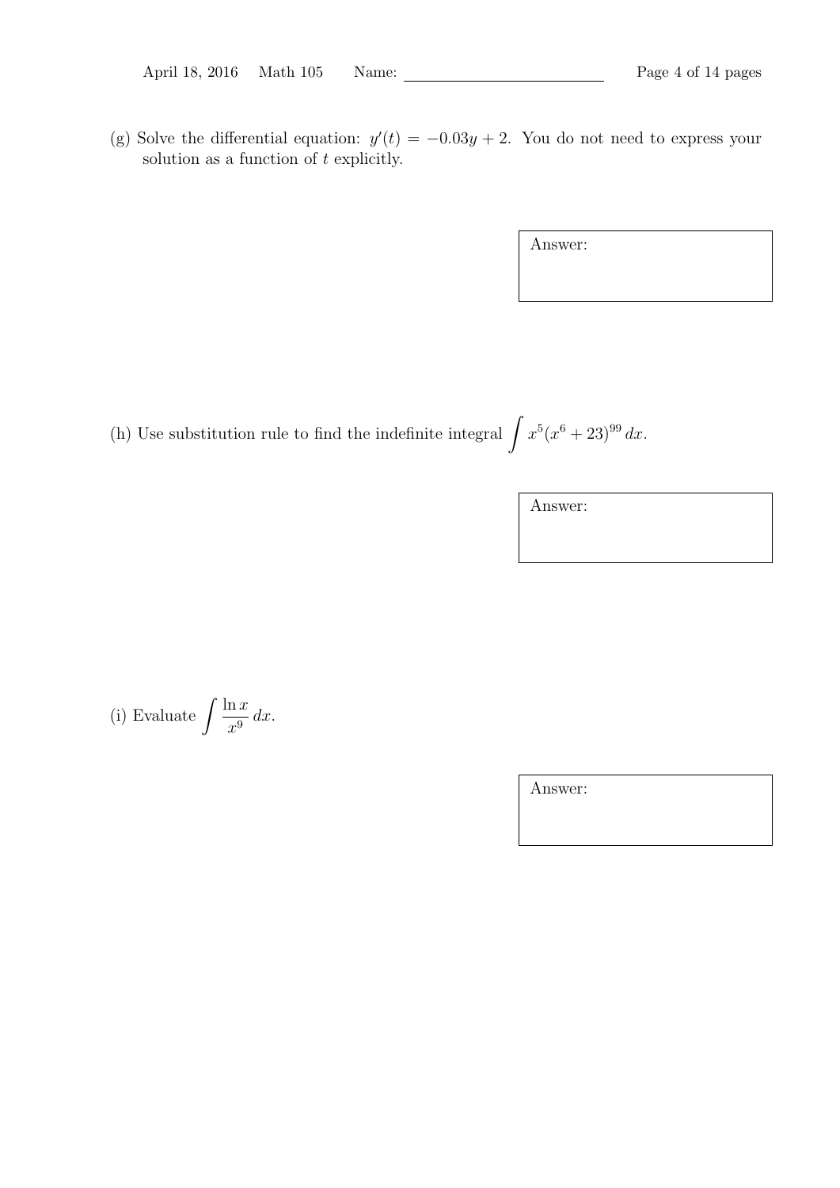(g) Solve the differential equation: $y'(t) = -0.03y + 2$. You do not need to express your solution as a function of $t$ explicitly.

Answer:

(h) Use substitution rule to find the indefinite integral $\int x^5(x^6 + 23)^{99}\, dx$.

Answer:

(i) Evaluate $\int \frac{\ln x}{x^9}\, dx$.

Answer: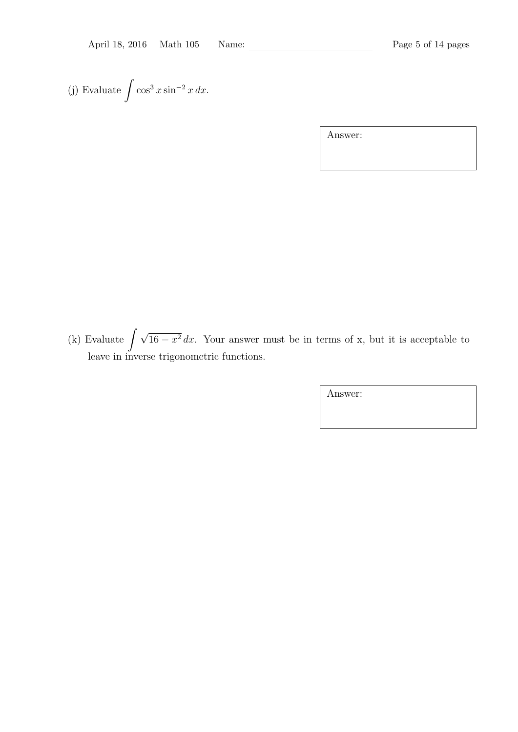(j) Evaluate $\int \cos^3 x \sin^{-2} x \, dx$.

Answer:

(k) Evaluate $\int \sqrt{16 - x^2} \, dx$. Your answer must be in terms of x, but it is acceptable to leave in inverse trigonometric functions.

Answer: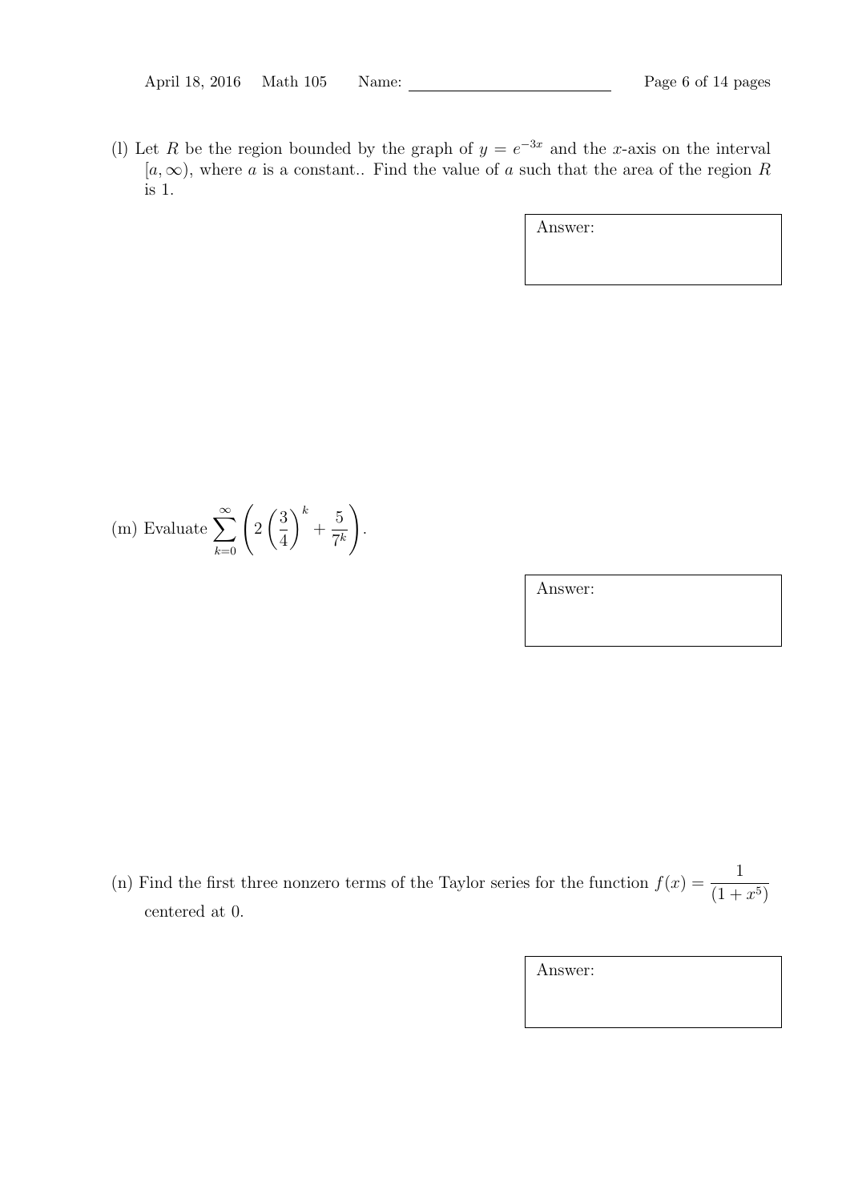(l) Let $R$ be the region bounded by the graph of $y = e^{-3x}$ and the $x$-axis on the interval $[a, \infty)$, where $a$ is a constant.. Find the value of $a$ such that the area of the region $R$ is 1.

Answer:

(m) Evaluate $\displaystyle\sum_{k=0}^{\infty} \left( 2 \left( \frac{3}{4} \right)^k + \frac{5}{7^k} \right)$.

Answer:

(n) Find the first three nonzero terms of the Taylor series for the function $f(x) = \dfrac{1}{(1 + x^5)}$ centered at 0.

Answer: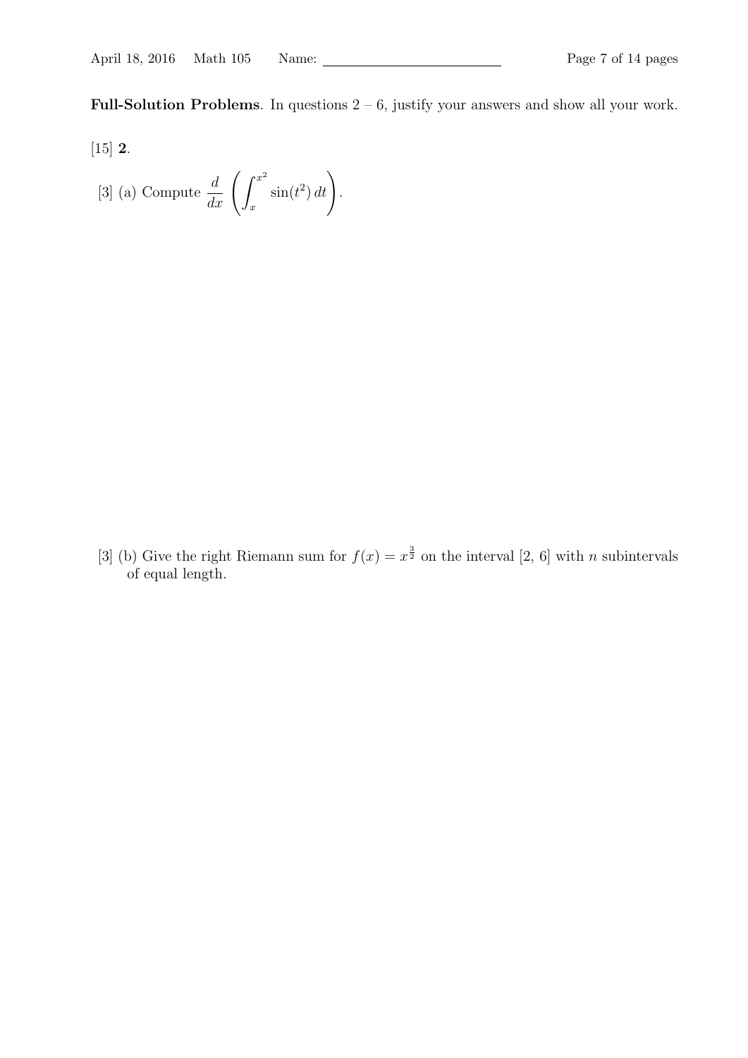**Full-Solution Problems**. In questions 2 – 6, justify your answers and show all your work.

[15] **2**.

[3] (a) Compute $\dfrac{d}{dx}\left(\displaystyle\int_{x}^{x^2} \sin(t^2)\,dt\right)$.

[3] (b) Give the right Riemann sum for $f(x) = x^{\frac{3}{2}}$ on the interval [2, 6] with $n$ subintervals of equal length.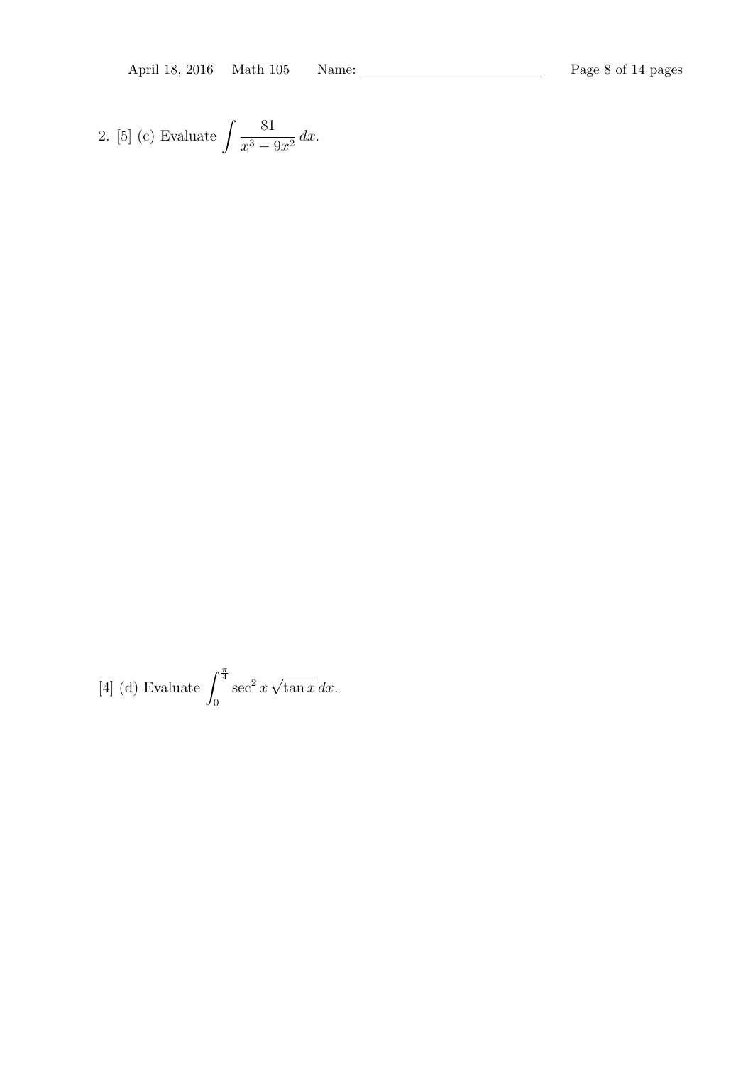2. [5] (c) Evaluate $\displaystyle\int \frac{81}{x^3 - 9x^2}\,dx$.

[4] (d) Evaluate $\displaystyle\int_0^{\frac{\pi}{4}} \sec^2 x\,\sqrt{\tan x}\,dx$.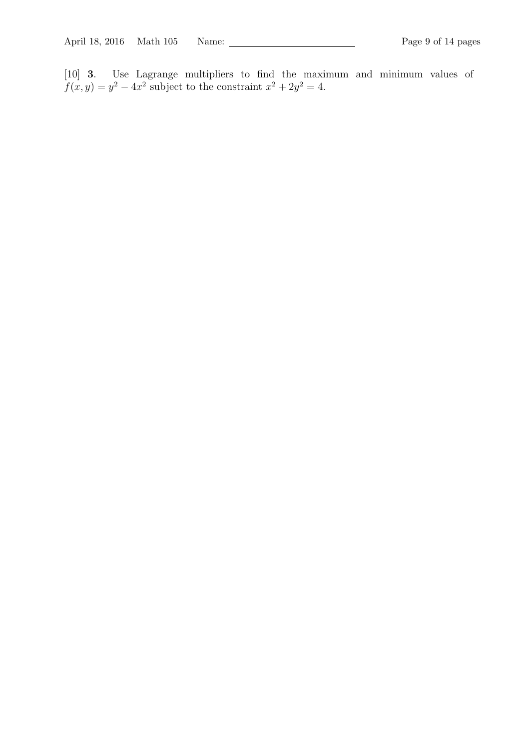[10] **3**. Use Lagrange multipliers to find the maximum and minimum values of $f(x, y) = y^2 - 4x^2$ subject to the constraint $x^2 + 2y^2 = 4$.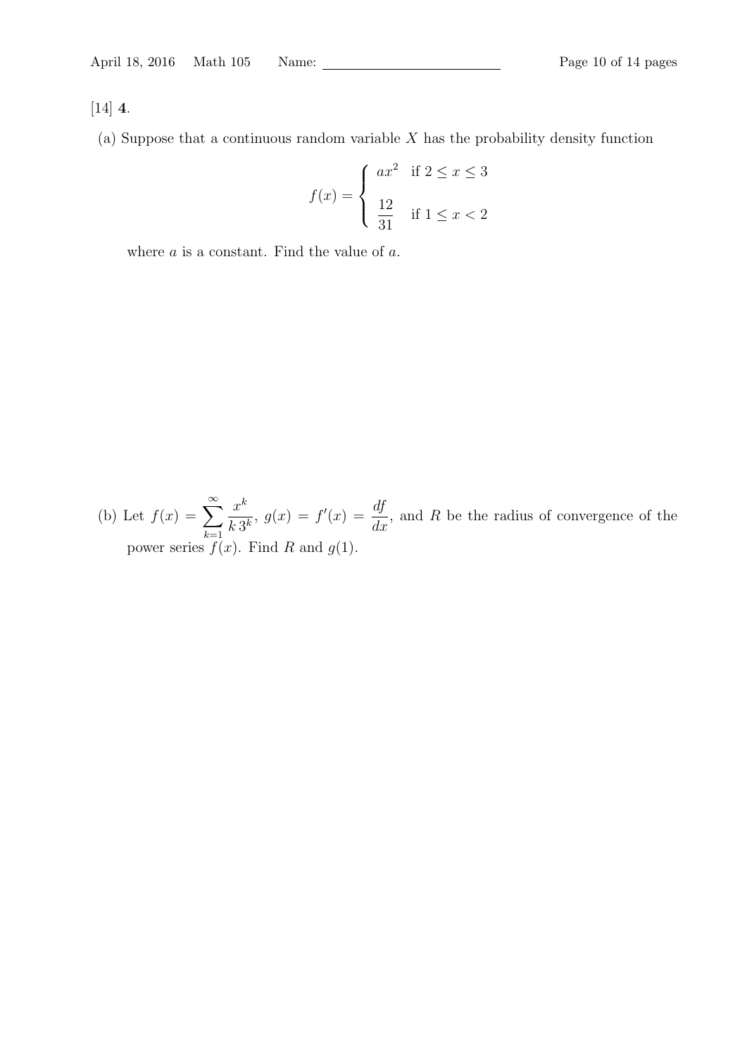[14] **4.**

(a) Suppose that a continuous random variable $X$ has the probability density function

$$f(x) = \begin{cases} ax^2 & \text{if } 2 \le x \le 3 \\ \dfrac{12}{31} & \text{if } 1 \le x < 2 \end{cases}$$

where $a$ is a constant. Find the value of $a$.

(b) Let $f(x) = \displaystyle\sum_{k=1}^{\infty} \frac{x^k}{k\,3^k}$, $g(x) = f'(x) = \dfrac{df}{dx}$, and $R$ be the radius of convergence of the power series $f(x)$. Find $R$ and $g(1)$.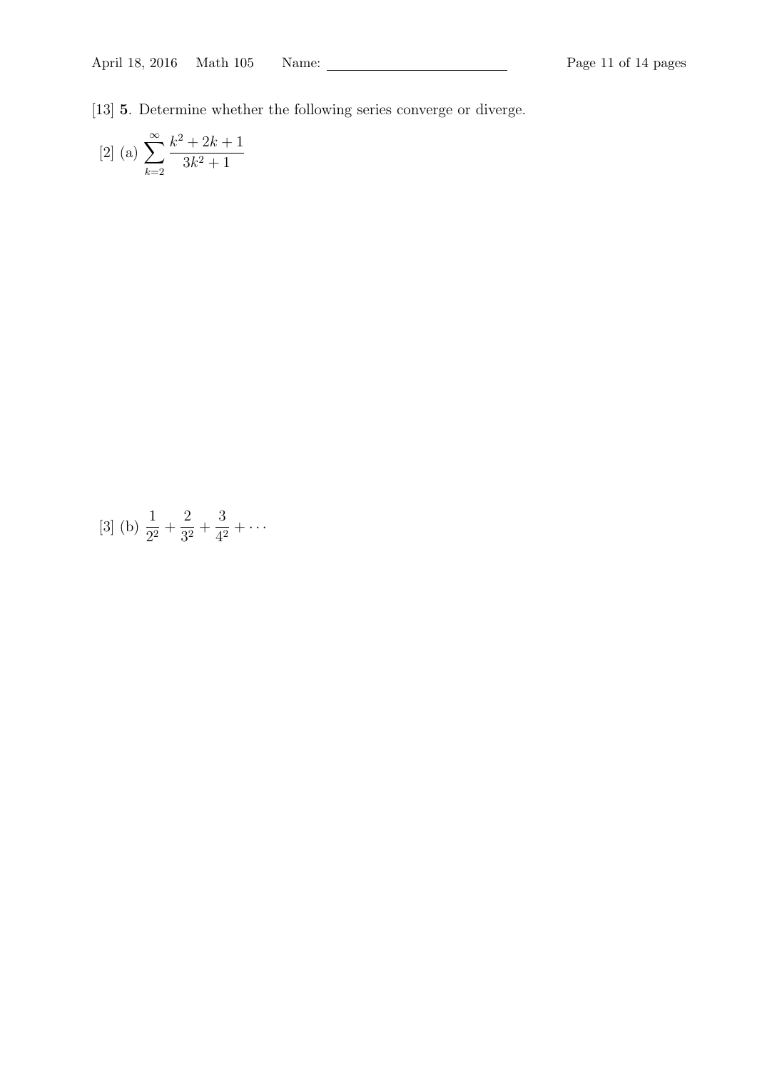[13] **5**. Determine whether the following series converge or diverge.

[2] (a) $\displaystyle\sum_{k=2}^{\infty} \frac{k^2 + 2k + 1}{3k^2 + 1}$

[3] (b) $\displaystyle\frac{1}{2^2} + \frac{2}{3^2} + \frac{3}{4^2} + \cdots$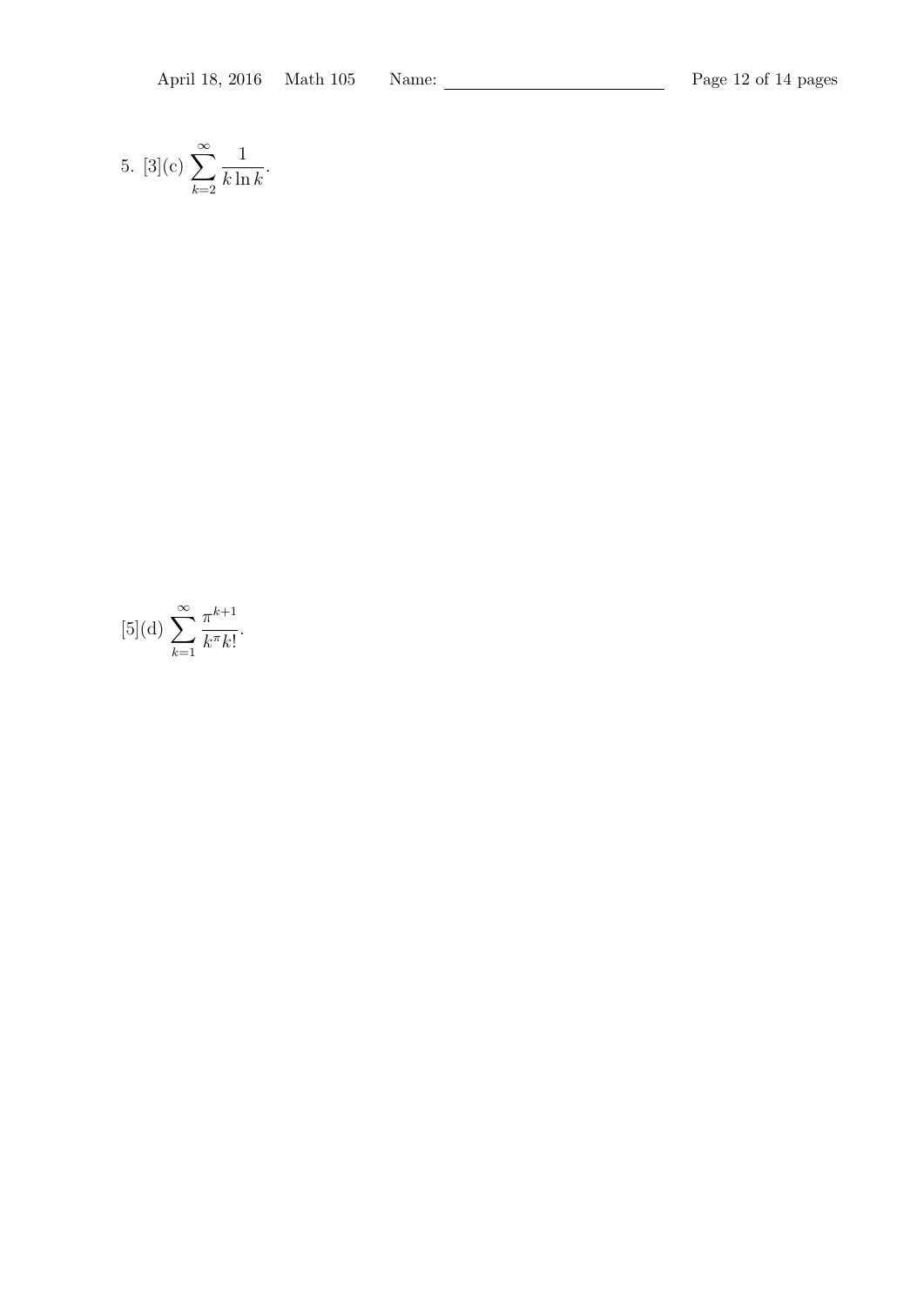5. [3](c) $\displaystyle\sum_{k=2}^{\infty} \frac{1}{k \ln k}$.

[5](d) $\displaystyle\sum_{k=1}^{\infty} \frac{\pi^{k+1}}{k^{\pi} k!}$.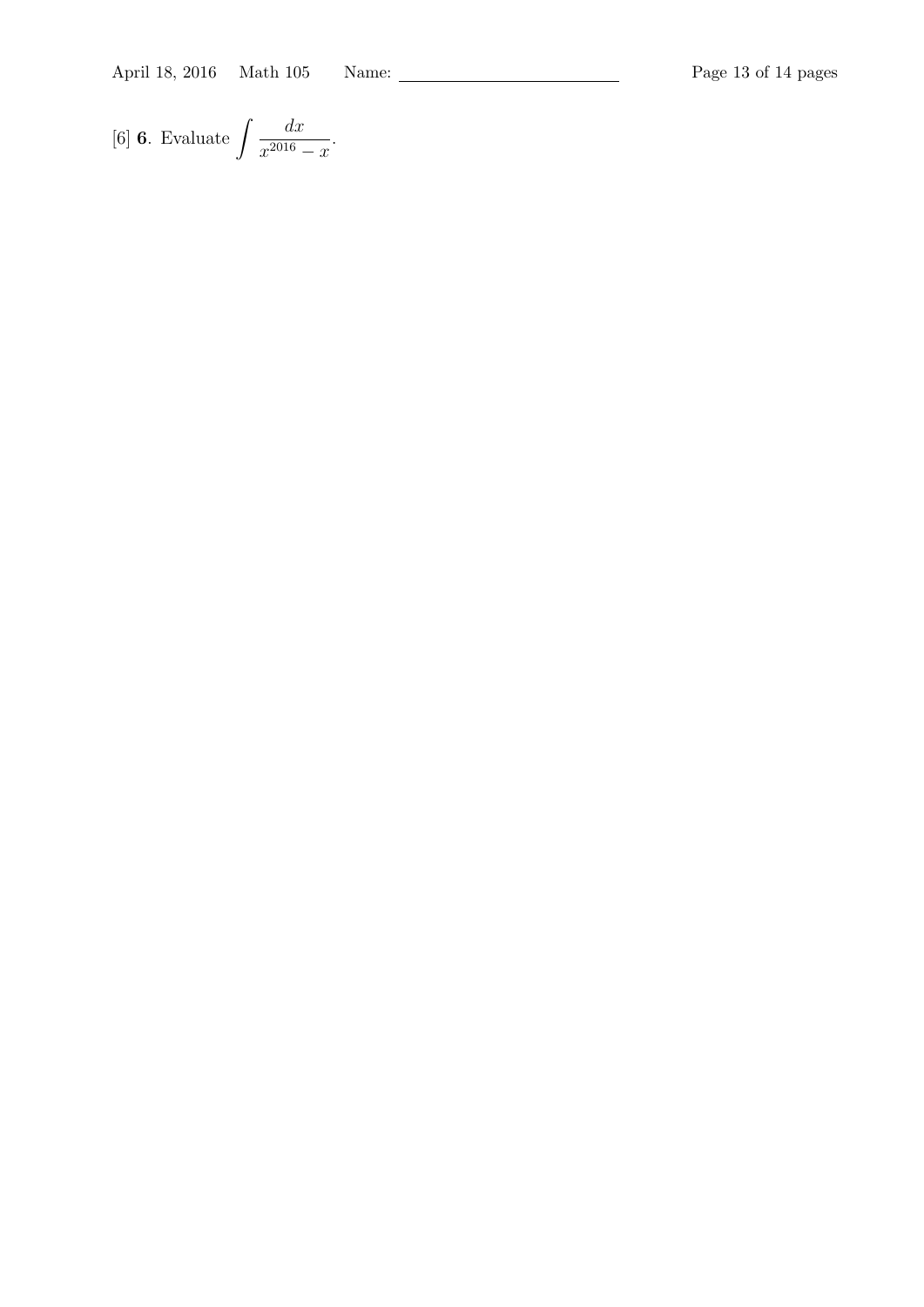[6] **6**. Evaluate $\int \frac{dx}{x^{2016} - x}$.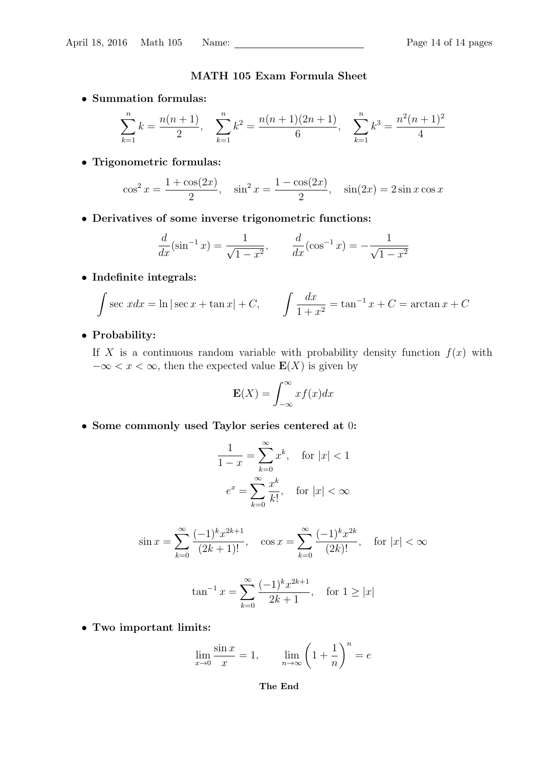## MATH 105 Exam Formula Sheet

- **Summation formulas:**

$$\sum_{k=1}^{n} k = \frac{n(n+1)}{2}, \quad \sum_{k=1}^{n} k^2 = \frac{n(n+1)(2n+1)}{6}, \quad \sum_{k=1}^{n} k^3 = \frac{n^2(n+1)^2}{4}$$

- **Trigonometric formulas:**

$$\cos^2 x = \frac{1+\cos(2x)}{2}, \quad \sin^2 x = \frac{1-\cos(2x)}{2}, \quad \sin(2x) = 2\sin x \cos x$$

- **Derivatives of some inverse trigonometric functions:**

$$\frac{d}{dx}(\sin^{-1} x) = \frac{1}{\sqrt{1-x^2}}, \qquad \frac{d}{dx}(\cos^{-1} x) = -\frac{1}{\sqrt{1-x^2}}$$

- **Indefinite integrals:**

$$\int \sec x dx = \ln|\sec x + \tan x| + C, \qquad \int \frac{dx}{1+x^2} = \tan^{-1} x + C = \arctan x + C$$

- **Probability:**

If $X$ is a continuous random variable with probability density function $f(x)$ with $-\infty < x < \infty$, then the expected value $\mathbf{E}(X)$ is given by

$$\mathbf{E}(X) = \int_{-\infty}^{\infty} x f(x) dx$$

- **Some commonly used Taylor series centered at 0:**

$$\frac{1}{1-x} = \sum_{k=0}^{\infty} x^k, \quad \text{for } |x| < 1$$

$$e^x = \sum_{k=0}^{\infty} \frac{x^k}{k!}, \quad \text{for } |x| < \infty$$

$$\sin x = \sum_{k=0}^{\infty} \frac{(-1)^k x^{2k+1}}{(2k+1)!}, \quad \cos x = \sum_{k=0}^{\infty} \frac{(-1)^k x^{2k}}{(2k)!}, \quad \text{for } |x| < \infty$$

$$\tan^{-1} x = \sum_{k=0}^{\infty} \frac{(-1)^k x^{2k+1}}{2k+1}, \quad \text{for } 1 \geq |x|$$

- **Two important limits:**

$$\lim_{x\to 0} \frac{\sin x}{x} = 1, \qquad \lim_{n\to\infty} \left(1 + \frac{1}{n}\right)^n = e$$

**The End**